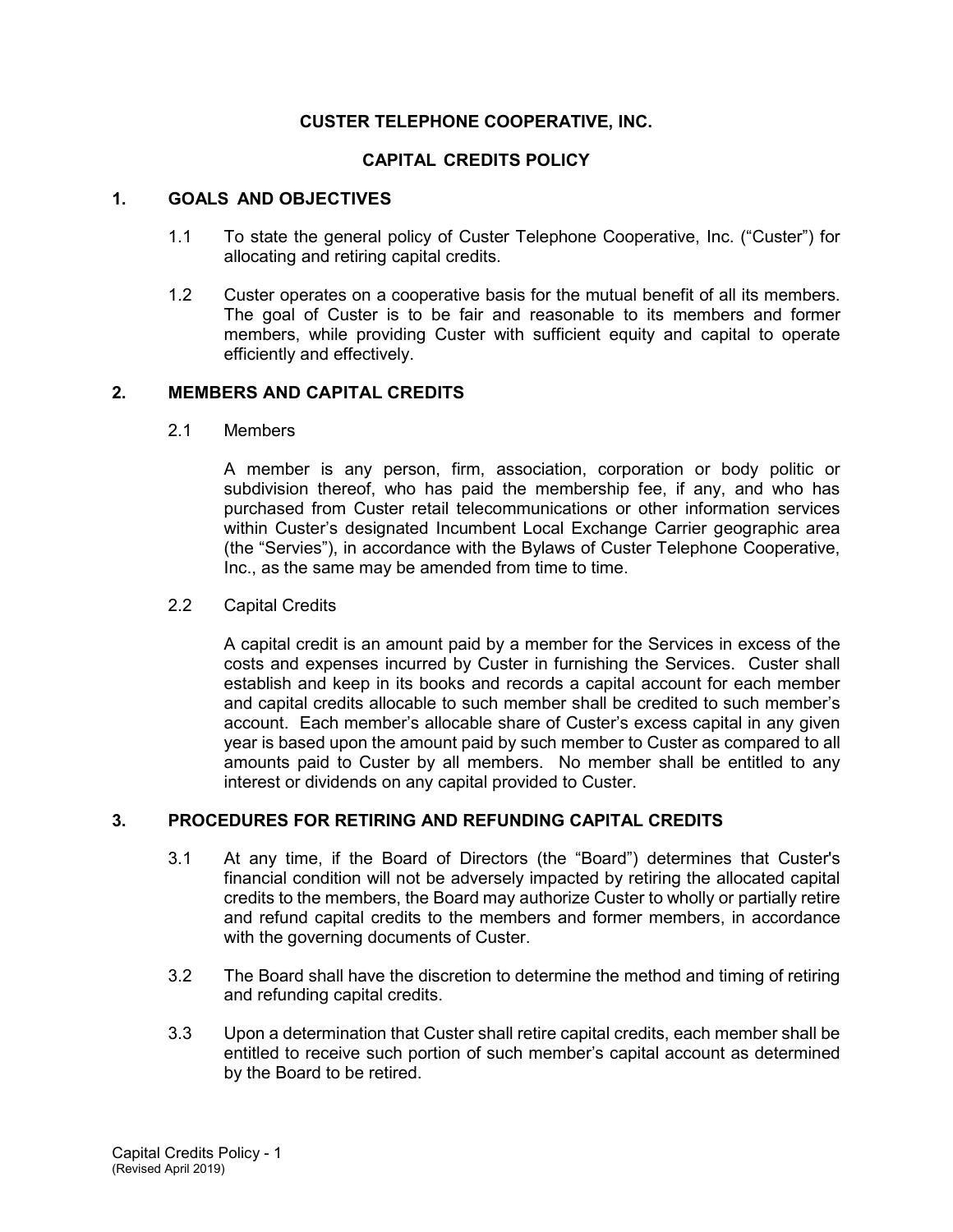# CUSTER TELEPHONE COOPERATIVE, INC.

# CAPITAL CREDITS POLICY

## 1. GOALS AND OBJECTIVES

1.1 To state the general policy of Custer Telephone Cooperative, Inc. ("Custer") for allocating and retiring capital credits.

1.2 Custer operates on a cooperative basis for the mutual benefit of all its members. The goal of Custer is to be fair and reasonable to its members and former members, while providing Custer with sufficient equity and capital to operate efficiently and effectively.

## 2. MEMBERS AND CAPITAL CREDITS

### 2.1 Members

A member is any person, firm, association, corporation or body politic or subdivision thereof, who has paid the membership fee, if any, and who has purchased from Custer retail telecommunications or other information services within Custer's designated Incumbent Local Exchange Carrier geographic area (the "Servies"), in accordance with the Bylaws of Custer Telephone Cooperative, Inc., as the same may be amended from time to time.

### 2.2 Capital Credits

A capital credit is an amount paid by a member for the Services in excess of the costs and expenses incurred by Custer in furnishing the Services. Custer shall establish and keep in its books and records a capital account for each member and capital credits allocable to such member shall be credited to such member's account. Each member's allocable share of Custer's excess capital in any given year is based upon the amount paid by such member to Custer as compared to all amounts paid to Custer by all members. No member shall be entitled to any interest or dividends on any capital provided to Custer.

## 3. PROCEDURES FOR RETIRING AND REFUNDING CAPITAL CREDITS

3.1 At any time, if the Board of Directors (the "Board") determines that Custer's financial condition will not be adversely impacted by retiring the allocated capital credits to the members, the Board may authorize Custer to wholly or partially retire and refund capital credits to the members and former members, in accordance with the governing documents of Custer.

3.2 The Board shall have the discretion to determine the method and timing of retiring and refunding capital credits.

3.3 Upon a determination that Custer shall retire capital credits, each member shall be entitled to receive such portion of such member's capital account as determined by the Board to be retired.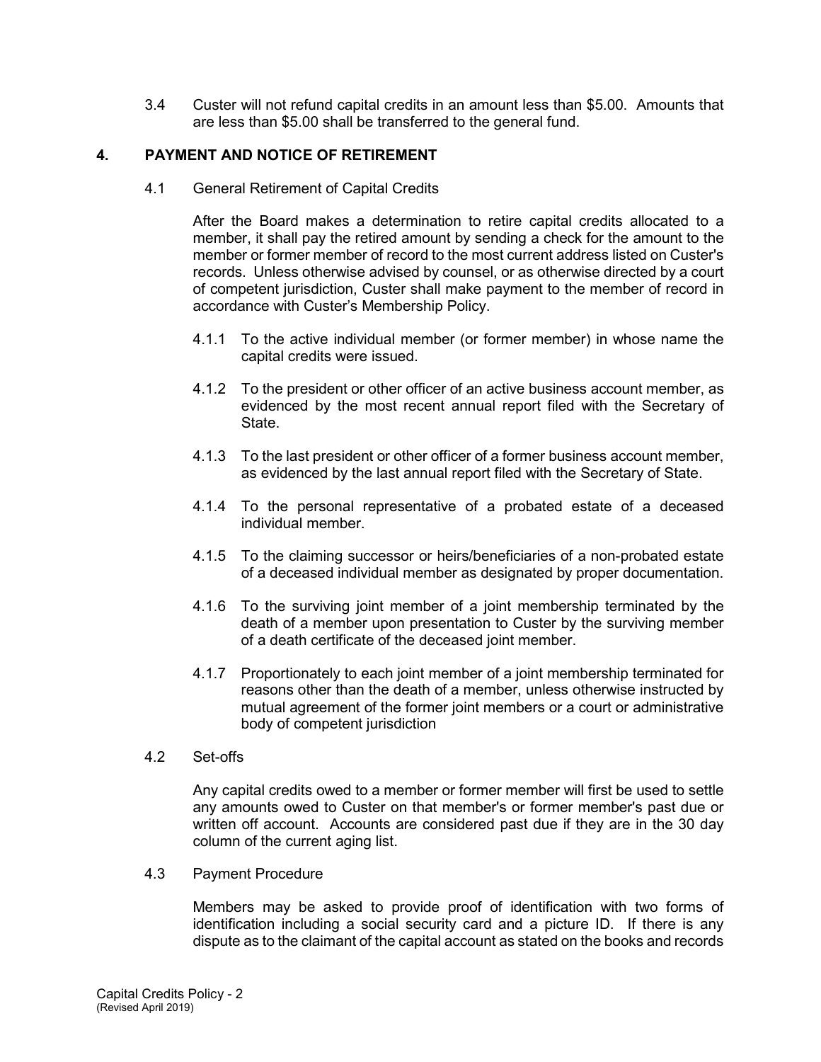3.4 Custer will not refund capital credits in an amount less than $5.00. Amounts that are less than $5.00 shall be transferred to the general fund.

## 4. PAYMENT AND NOTICE OF RETIREMENT

### 4.1 General Retirement of Capital Credits

After the Board makes a determination to retire capital credits allocated to a member, it shall pay the retired amount by sending a check for the amount to the member or former member of record to the most current address listed on Custer's records. Unless otherwise advised by counsel, or as otherwise directed by a court of competent jurisdiction, Custer shall make payment to the member of record in accordance with Custer's Membership Policy.

4.1.1 To the active individual member (or former member) in whose name the capital credits were issued.

4.1.2 To the president or other officer of an active business account member, as evidenced by the most recent annual report filed with the Secretary of State.

4.1.3 To the last president or other officer of a former business account member, as evidenced by the last annual report filed with the Secretary of State.

4.1.4 To the personal representative of a probated estate of a deceased individual member.

4.1.5 To the claiming successor or heirs/beneficiaries of a non-probated estate of a deceased individual member as designated by proper documentation.

4.1.6 To the surviving joint member of a joint membership terminated by the death of a member upon presentation to Custer by the surviving member of a death certificate of the deceased joint member.

4.1.7 Proportionately to each joint member of a joint membership terminated for reasons other than the death of a member, unless otherwise instructed by mutual agreement of the former joint members or a court or administrative body of competent jurisdiction

### 4.2 Set-offs

Any capital credits owed to a member or former member will first be used to settle any amounts owed to Custer on that member's or former member's past due or written off account. Accounts are considered past due if they are in the 30 day column of the current aging list.

### 4.3 Payment Procedure

Members may be asked to provide proof of identification with two forms of identification including a social security card and a picture ID. If there is any dispute as to the claimant of the capital account as stated on the books and records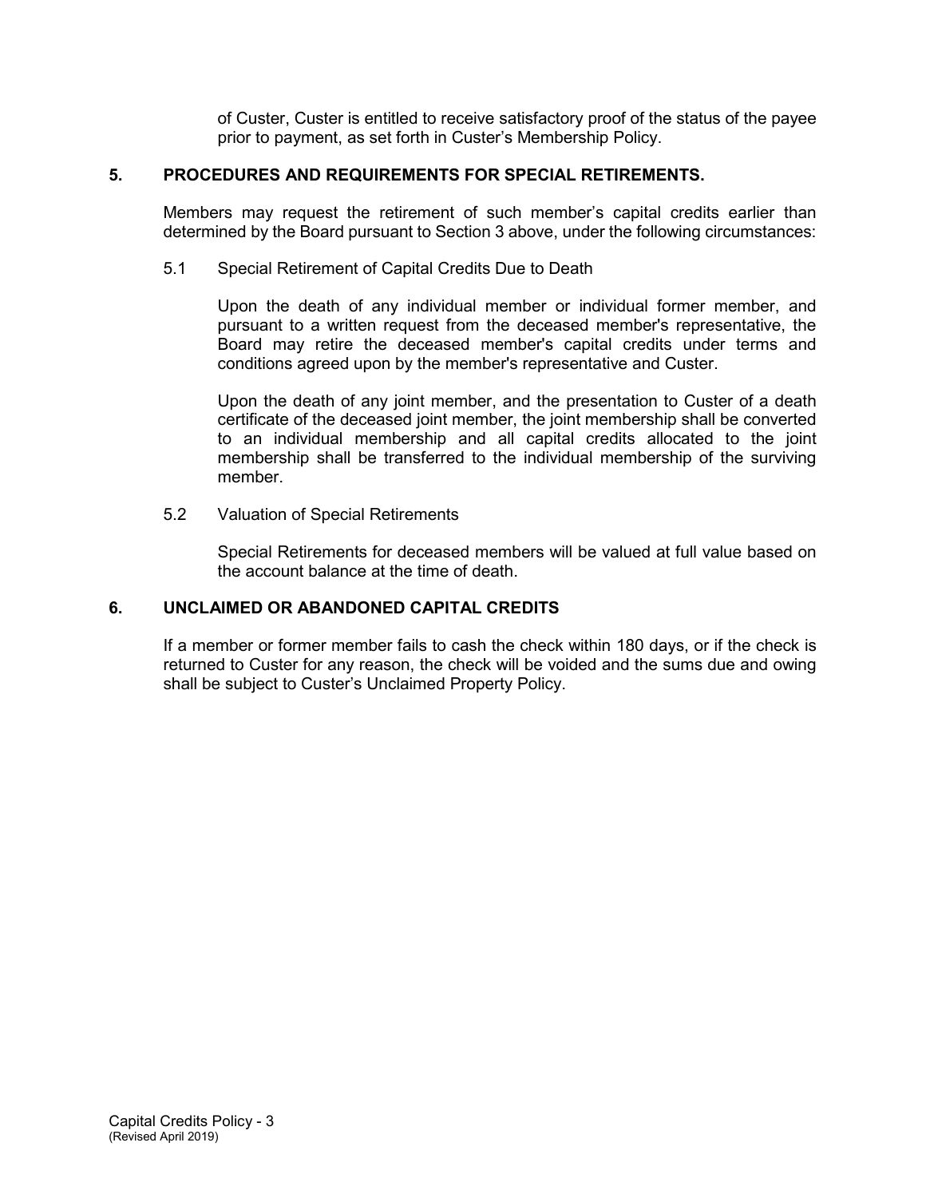of Custer, Custer is entitled to receive satisfactory proof of the status of the payee prior to payment, as set forth in Custer's Membership Policy.

## 5. PROCEDURES AND REQUIREMENTS FOR SPECIAL RETIREMENTS.

Members may request the retirement of such member's capital credits earlier than determined by the Board pursuant to Section 3 above, under the following circumstances:

### 5.1 Special Retirement of Capital Credits Due to Death

Upon the death of any individual member or individual former member, and pursuant to a written request from the deceased member's representative, the Board may retire the deceased member's capital credits under terms and conditions agreed upon by the member's representative and Custer.

Upon the death of any joint member, and the presentation to Custer of a death certificate of the deceased joint member, the joint membership shall be converted to an individual membership and all capital credits allocated to the joint membership shall be transferred to the individual membership of the surviving member.

### 5.2 Valuation of Special Retirements

Special Retirements for deceased members will be valued at full value based on the account balance at the time of death.

## 6. UNCLAIMED OR ABANDONED CAPITAL CREDITS

If a member or former member fails to cash the check within 180 days, or if the check is returned to Custer for any reason, the check will be voided and the sums due and owing shall be subject to Custer's Unclaimed Property Policy.